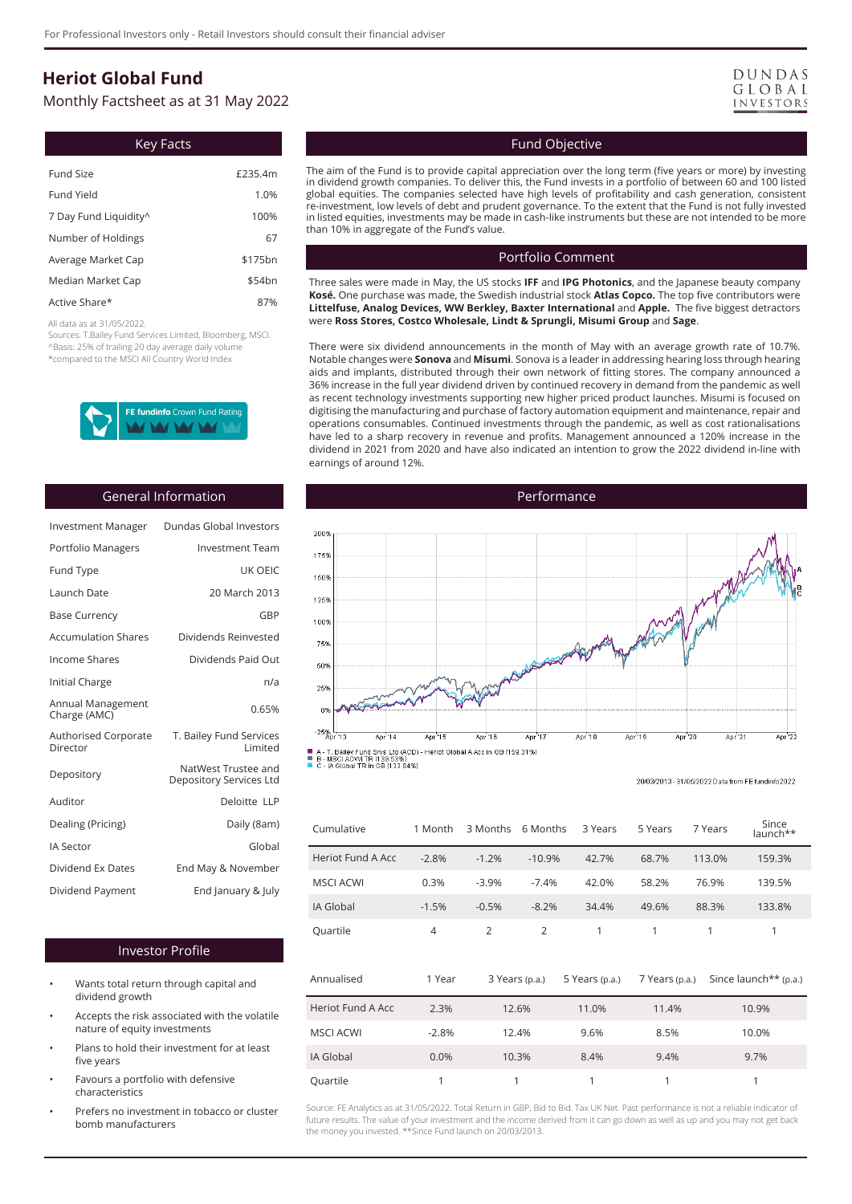For Professional Investors only - Retail Investors should consult their financial adviser

# Heriot Global Fund

Monthly Factsheet as at 31 May 2022

DUNDAS GLOBAL INVESTORS

## Key Facts

| | |
|---|---|
| Fund Size | £235.4m |
| Fund Yield | 1.0% |
| 7 Day Fund Liquidity^ | 100% |
| Number of Holdings | 67 |
| Average Market Cap | $175bn |
| Median Market Cap | $54bn |
| Active Share* | 87% |

All data as at 31/05/2022.
Sources: T.Bailey Fund Services Limited, Bloomberg, MSCI.
^Basis: 25% of trailing 20 day average daily volume
*compared to the MSCI All Country World Index

FE fundinfo Crown Fund Rating

## Fund Objective

The aim of the Fund is to provide capital appreciation over the long term (five years or more) by investing in dividend growth companies. To deliver this, the Fund invests in a portfolio of between 60 and 100 listed global equities. The companies selected have high levels of profitability and cash generation, consistent re-investment, low levels of debt and prudent governance. To the extent that the Fund is not fully invested in listed equities, investments may be made in cash-like instruments but these are not intended to be more than 10% in aggregate of the Fund's value.

## Portfolio Comment

Three sales were made in May, the US stocks **IFF** and **IPG Photonics**, and the Japanese beauty company **Kosé.** One purchase was made, the Swedish industrial stock **Atlas Copco.** The top five contributors were **Littelfuse, Analog Devices, WW Berkley, Baxter International** and **Apple.** The five biggest detractors were **Ross Stores, Costco Wholesale, Lindt & Sprungli, Misumi Group** and **Sage**.

There were six dividend announcements in the month of May with an average growth rate of 10.7%. Notable changes were **Sonova** and **Misumi**. Sonova is a leader in addressing hearing loss through hearing aids and implants, distributed through their own network of fitting stores. The company announced a 36% increase in the full year dividend driven by continued recovery in demand from the pandemic as well as recent technology investments supporting new higher priced product launches. Misumi is focused on digitising the manufacturing and purchase of factory automation equipment and maintenance, repair and operations consumables. Continued investments through the pandemic, as well as cost rationalisations have led to a sharp recovery in revenue and profits. Management announced a 120% increase in the dividend in 2021 from 2020 and have also indicated an intention to grow the 2022 dividend in-line with earnings of around 12%.

## General Information

| | |
|---|---|
| Investment Manager | Dundas Global Investors |
| Portfolio Managers | Investment Team |
| Fund Type | UK OEIC |
| Launch Date | 20 March 2013 |
| Base Currency | GBP |
| Accumulation Shares | Dividends Reinvested |
| Income Shares | Dividends Paid Out |
| Initial Charge | n/a |
| Annual Management Charge (AMC) | 0.65% |
| Authorised Corporate Director | T. Bailey Fund Services Limited |
| Depository | NatWest Trustee and Depository Services Ltd |
| Auditor | Deloitte LLP |
| Dealing (Pricing) | Daily (8am) |
| IA Sector | Global |
| Dividend Ex Dates | End May & November |
| Dividend Payment | End January & July |

## Investor Profile

- Wants total return through capital and dividend growth
- Accepts the risk associated with the volatile nature of equity investments
- Plans to hold their investment for at least five years
- Favours a portfolio with defensive characteristics
- Prefers no investment in tobacco or cluster bomb manufacturers

## Performance

A - T. Bailey Fund Srvs Ltd (ACD) - Heriot Global A Acc in GB [159.31%]
B - MSCI ACWI TR [139.53%]
C - IA Global TR in GB [133.84%]

20/03/2013 - 31/05/2022 Data from FE fundinfo2022

| Cumulative | 1 Month | 3 Months | 6 Months | 3 Years | 5 Years | 7 Years | Since launch** |
|---|---|---|---|---|---|---|---|
| Heriot Fund A Acc | -2.8% | -1.2% | -10.9% | 42.7% | 68.7% | 113.0% | 159.3% |
| MSCI ACWI | 0.3% | -3.9% | -7.4% | 42.0% | 58.2% | 76.9% | 139.5% |
| IA Global | -1.5% | -0.5% | -8.2% | 34.4% | 49.6% | 88.3% | 133.8% |
| Quartile | 4 | 2 | 2 | 1 | 1 | 1 | 1 |

| Annualised | 1 Year | 3 Years (p.a.) | 5 Years (p.a.) | 7 Years (p.a.) | Since launch** (p.a.) |
|---|---|---|---|---|---|
| Heriot Fund A Acc | 2.3% | 12.6% | 11.0% | 11.4% | 10.9% |
| MSCI ACWI | -2.8% | 12.4% | 9.6% | 8.5% | 10.0% |
| IA Global | 0.0% | 10.3% | 8.4% | 9.4% | 9.7% |
| Quartile | 1 | 1 | 1 | 1 | 1 |

Source: FE Analytics as at 31/05/2022. Total Return in GBP, Bid to Bid. Tax UK Net. Past performance is not a reliable indicator of future results. The value of your investment and the income derived from it can go down as well as up and you may not get back the money you invested. **Since Fund launch on 20/03/2013.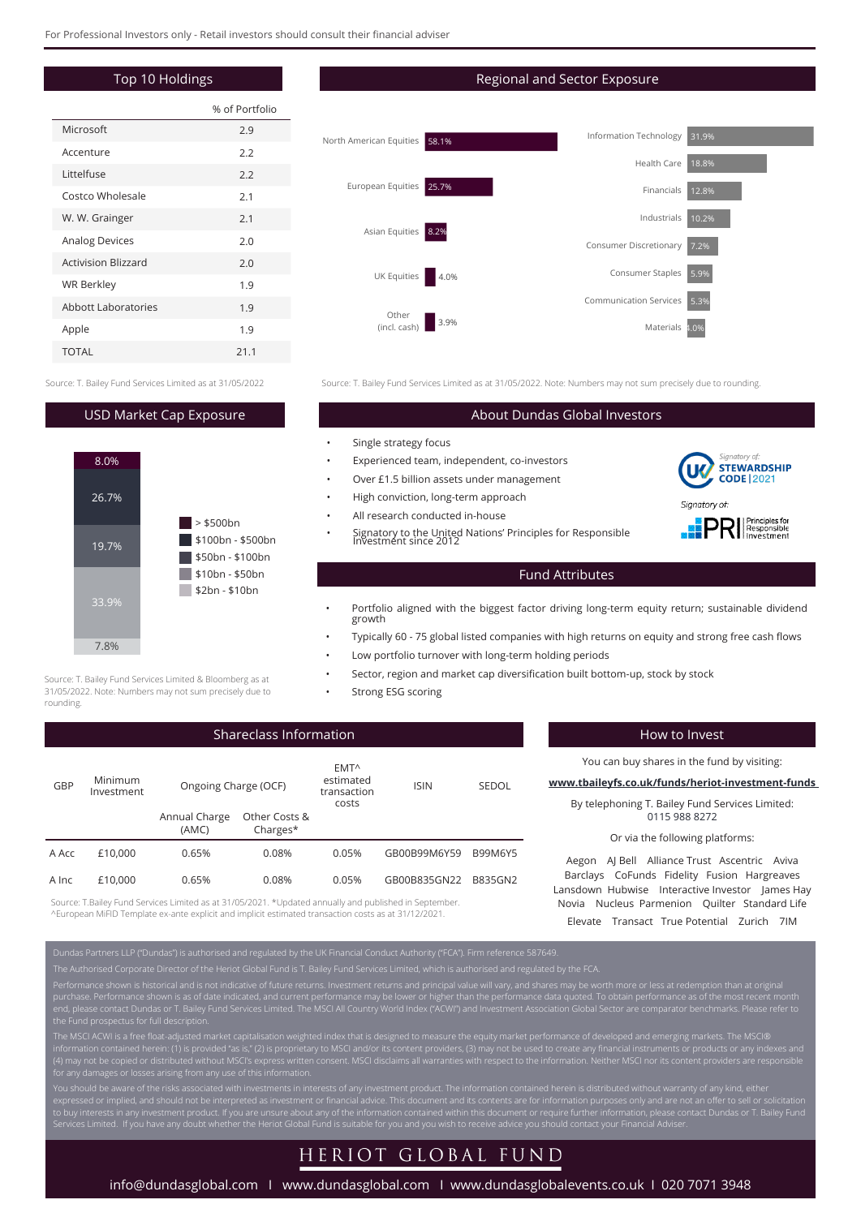For Professional Investors only - Retail investors should consult their financial adviser

## Top 10 Holdings

| | % of Portfolio |
|---|---|
| Microsoft | 2.9 |
| Accenture | 2.2 |
| Littelfuse | 2.2 |
| Costco Wholesale | 2.1 |
| W. W. Grainger | 2.1 |
| Analog Devices | 2.0 |
| Activision Blizzard | 2.0 |
| WR Berkley | 1.9 |
| Abbott Laboratories | 1.9 |
| Apple | 1.9 |
| TOTAL | 21.1 |

Source: T. Bailey Fund Services Limited as at 31/05/2022

## Regional and Sector Exposure

North American Equities 58.1%
European Equities 25.7%
Asian Equities 8.2%
UK Equities 4.0%
Other (incl. cash) 3.9%

Information Technology 31.9%
Health Care 18.8%
Financials 12.8%
Industrials 10.2%
Consumer Discretionary 7.2%
Consumer Staples 5.9%
Communication Services 5.3%
Materials 4.0%

Source: T. Bailey Fund Services Limited as at 31/05/2022. Note: Numbers may not sum precisely due to rounding.

## USD Market Cap Exposure

8.0%
26.7%
19.7%
33.9%
7.8%

> $500bn
$100bn - $500bn
$50bn - $100bn
$10bn - $50bn
$2bn - $10bn

Source: T. Bailey Fund Services Limited & Bloomberg as at 31/05/2022. Note: Numbers may not sum precisely due to rounding.

## About Dundas Global Investors

- Single strategy focus
- Experienced team, independent, co-investors
- Over £1.5 billion assets under management
- High conviction, long-term approach
- All research conducted in-house
- Signatory to the United Nations' Principles for Responsible Investment since 2012

Signatory of: UK STEWARDSHIP CODE | 2021

Signatory of: PRI Principles for Responsible Investment

## Fund Attributes

- Portfolio aligned with the biggest factor driving long-term equity return; sustainable dividend growth
- Typically 60 - 75 global listed companies with high returns on equity and strong free cash flows
- Low portfolio turnover with long-term holding periods
- Sector, region and market cap diversification built bottom-up, stock by stock
- Strong ESG scoring

## Shareclass Information

| GBP | Minimum Investment | Ongoing Charge (OCF) | | EMT^ estimated transaction costs | ISIN | SEDOL |
|---|---|---|---|---|---|---|
| | | Annual Charge (AMC) | Other Costs & Charges* | | | |
| A Acc | £10,000 | 0.65% | 0.08% | 0.05% | GB00B99M6Y59 | B99M6Y5 |
| A Inc | £10,000 | 0.65% | 0.08% | 0.05% | GB00B835GN22 | B835GN2 |

Source: T.Bailey Fund Services Limited as at 31/05/2021. *Updated annually and published in September.
^European MiFID Template ex-ante explicit and implicit estimated transaction costs as at 31/12/2021.

## How to Invest

You can buy shares in the fund by visiting:

**www.tbaileyfs.co.uk/funds/heriot-investment-funds**

By telephoning T. Bailey Fund Services Limited: 0115 988 8272

Or via the following platforms:

Aegon AJ Bell Alliance Trust Ascentric Aviva Barclays CoFunds Fidelity Fusion Hargreaves Lansdown Hubwise Interactive Investor James Hay Novia Nucleus Parmenion Quilter Standard Life Elevate Transact True Potential Zurich 7IM

Dundas Partners LLP ("Dundas") is authorised and regulated by the UK Financial Conduct Authority ("FCA"). Firm reference 587649.

The Authorised Corporate Director of the Heriot Global Fund is T. Bailey Fund Services Limited, which is authorised and regulated by the FCA.

Performance shown is historical and is not indicative of future returns. Investment returns and principal value will vary, and shares may be worth more or less at redemption than at original purchase. Performance shown is as of date indicated, and current performance may be lower or higher than the performance data quoted. To obtain performance as of the most recent month end, please contact Dundas or T. Bailey Fund Services Limited. The MSCI All Country World Index ("ACWI") and Investment Association Global Sector are comparator benchmarks. Please refer to the Fund prospectus for full description.

The MSCI ACWI is a free float-adjusted market capitalisation weighted index that is designed to measure the equity market performance of developed and emerging markets. The MSCI® information contained herein: (1) is provided "as is," (2) is proprietary to MSCI and/or its content providers, (3) may not be used to create any financial instruments or products or any indexes and (4) may not be copied or distributed without MSCI's express written consent. MSCI disclaims all warranties with respect to the information. Neither MSCI nor its content providers are responsible for any damages or losses arising from any use of this information.

You should be aware of the risks associated with investments in interests of any investment product. The information contained herein is distributed without warranty of any kind, either expressed or implied, and should not be interpreted as investment or financial advice. This document and its contents are for information purposes only and are not an offer to sell or solicitation to buy interests in any investment product. If you are unsure about any of the information contained within this document or require further information, please contact Dundas or T. Bailey Fund Services Limited. If you have any doubt whether the Heriot Global Fund is suitable for you and you wish to receive advice you should contact your Financial Adviser.

# HERIOT GLOBAL FUND

info@dundasglobal.com I www.dundasglobal.com I www.dundasglobalevents.co.uk I 020 7071 3948